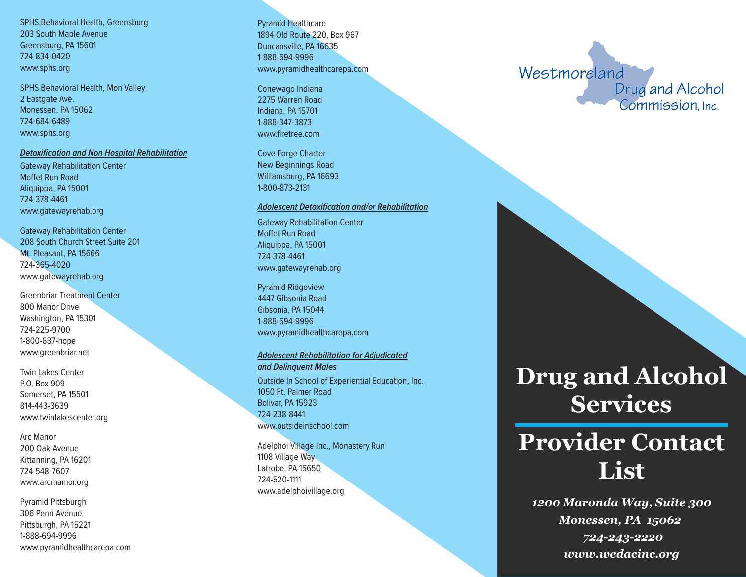SPHS Behavioral Health, Greensburg
203 South Maple Avenue
Greensburg, PA 15601
724-834-0420
www.sphs.org

SPHS Behavioral Health, Mon Valley
2 Eastgate Ave.
Monessen, PA 15062
724-684-6489
www.sphs.org

***Detoxification and Non Hospital Rehabilitation***

Gateway Rehabilitation Center
Moffet Run Road
Aliquippa, PA 15001
724-378-4461
www.gatewayrehab.org

Gateway Rehabilitation Center
208 South Church Street Suite 201
Mt. Pleasant, PA 15666
724-365-4020
www.gatewayrehab.org

Greenbriar Treatment Center
800 Manor Drive
Washington, PA 15301
724-225-9700
1-800-637-hope
www.greenbriar.net

Twin Lakes Center
P.O. Box 909
Somerset, PA 15501
814-443-3639
www.twinlakescenter.org

Arc Manor
200 Oak Avenue
Kittanning, PA 16201
724-548-7607
www.arcmamor.org

Pyramid Pittsburgh
306 Penn Avenue
Pittsburgh, PA 15221
1-888-694-9996
www.pyramidhealthcarepa.com

Pyramid Healthcare
1894 Old Route 220, Box 967
Duncansville, PA 16635
1-888-694-9996
www.pyramidhealthcarepa.com

Conewago Indiana
2275 Warren Road
Indiana, PA 15701
1-888-347-3873
www.firetree.com

Cove Forge Charter
New Beginnings Road
Williamsburg, PA 16693
1-800-873-2131

***Adolescent Detoxification and/or Rehabilitation***

Gateway Rehabilitation Center
Moffet Run Road
Aliquippa, PA 15001
724-378-4461
www.gatewayrehab.org

Pyramid Ridgeview
4447 Gibsonia Road
Gibsonia, PA 15044
1-888-694-9996
www.pyramidhealthcarepa.com

***Adolescent Rehabilitation for Adjudicated and Delinquent Males***

Outside In School of Experiential Education, Inc.
1050 Ft. Palmer Road
Bolivar, PA 15923
724-238-8441
www.outsideinschool.com

Adelphoi Village Inc., Monastery Run
1108 Village Way
Latrobe, PA 15650
724-520-1111
www.adelphoivillage.org

Westmoreland Drug and Alcohol Commission, Inc.

# Drug and Alcohol Services

# Provider Contact List

*1200 Maronda Way, Suite 300*
*Monessen, PA 15062*
*724-243-2220*
*www.wedacinc.org*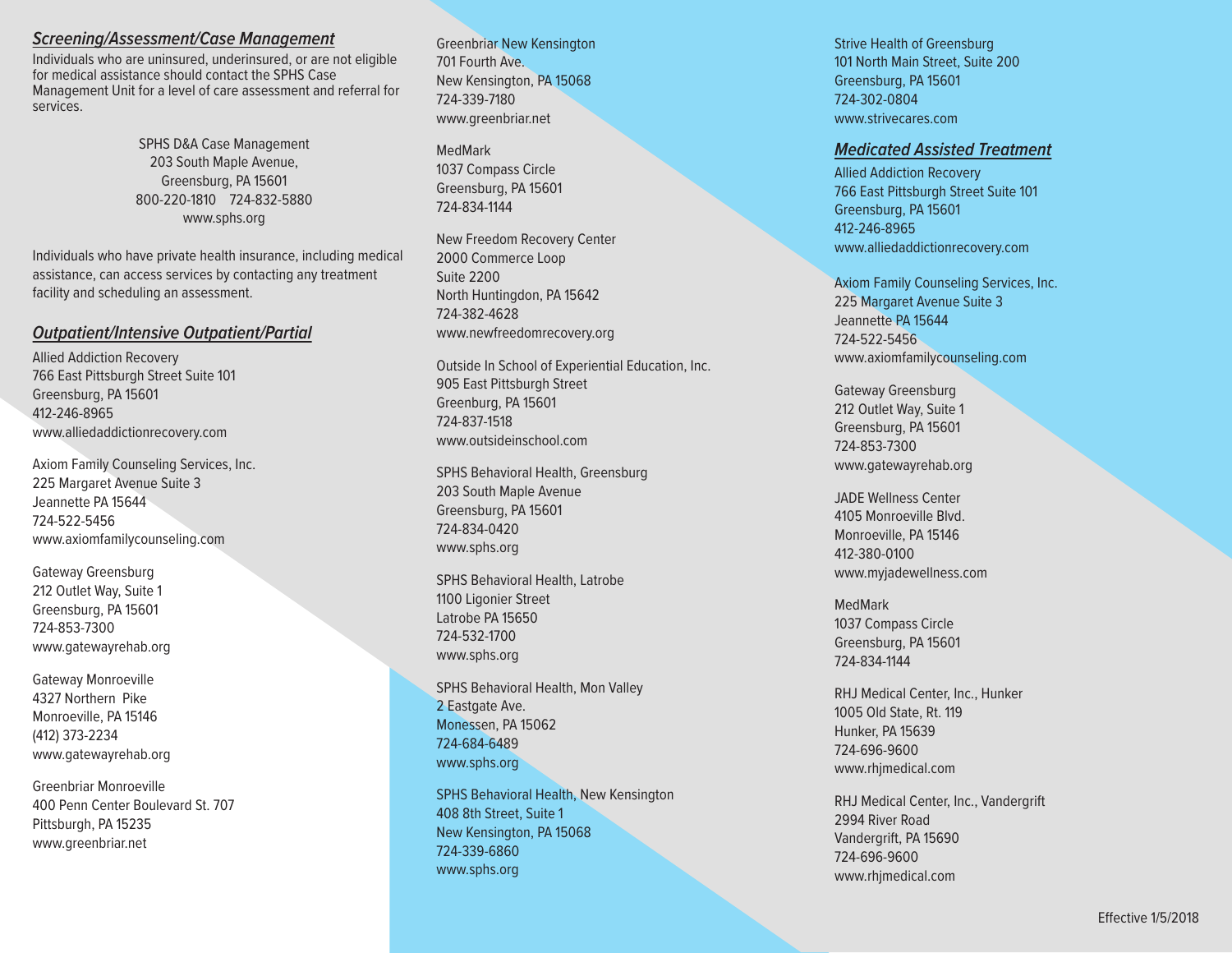## *Screening/Assessment/Case Management*

Individuals who are uninsured, underinsured, or are not eligible for medical assistance should contact the SPHS Case Management Unit for a level of care assessment and referral for services.

SPHS D&A Case Management
203 South Maple Avenue,
Greensburg, PA 15601
800-220-1810    724-832-5880
www.sphs.org

Individuals who have private health insurance, including medical assistance, can access services by contacting any treatment facility and scheduling an assessment.

## *Outpatient/Intensive Outpatient/Partial*

Allied Addiction Recovery
766 East Pittsburgh Street Suite 101
Greensburg, PA 15601
412-246-8965
www.alliedaddictionrecovery.com

Axiom Family Counseling Services, Inc.
225 Margaret Avenue Suite 3
Jeannette PA 15644
724-522-5456
www.axiomfamilycounseling.com

Gateway Greensburg
212 Outlet Way, Suite 1
Greensburg, PA 15601
724-853-7300
www.gatewayrehab.org

Gateway Monroeville
4327 Northern Pike
Monroeville, PA 15146
(412) 373-2234
www.gatewayrehab.org

Greenbriar Monroeville
400 Penn Center Boulevard St. 707
Pittsburgh, PA 15235
www.greenbriar.net

Greenbriar New Kensington
701 Fourth Ave.
New Kensington, PA 15068
724-339-7180
www.greenbriar.net

MedMark
1037 Compass Circle
Greensburg, PA 15601
724-834-1144

New Freedom Recovery Center
2000 Commerce Loop
Suite 2200
North Huntingdon, PA 15642
724-382-4628
www.newfreedomrecovery.org

Outside In School of Experiential Education, Inc.
905 East Pittsburgh Street
Greenburg, PA 15601
724-837-1518
www.outsideinschool.com

SPHS Behavioral Health, Greensburg
203 South Maple Avenue
Greensburg, PA 15601
724-834-0420
www.sphs.org

SPHS Behavioral Health, Latrobe
1100 Ligonier Street
Latrobe PA 15650
724-532-1700
www.sphs.org

SPHS Behavioral Health, Mon Valley
2 Eastgate Ave.
Monessen, PA 15062
724-684-6489
www.sphs.org

SPHS Behavioral Health, New Kensington
408 8th Street, Suite 1
New Kensington, PA 15068
724-339-6860
www.sphs.org

Strive Health of Greensburg
101 North Main Street, Suite 200
Greensburg, PA 15601
724-302-0804
www.strivecares.com

## *Medicated Assisted Treatment*

Allied Addiction Recovery
766 East Pittsburgh Street Suite 101
Greensburg, PA 15601
412-246-8965
www.alliedaddictionrecovery.com

Axiom Family Counseling Services, Inc.
225 Margaret Avenue Suite 3
Jeannette PA 15644
724-522-5456
www.axiomfamilycounseling.com

Gateway Greensburg
212 Outlet Way, Suite 1
Greensburg, PA 15601
724-853-7300
www.gatewayrehab.org

JADE Wellness Center
4105 Monroeville Blvd.
Monroeville, PA 15146
412-380-0100
www.myjadewellness.com

MedMark
1037 Compass Circle
Greensburg, PA 15601
724-834-1144

RHJ Medical Center, Inc., Hunker
1005 Old State, Rt. 119
Hunker, PA 15639
724-696-9600
www.rhjmedical.com

RHJ Medical Center, Inc., Vandergrift
2994 River Road
Vandergrift, PA 15690
724-696-9600
www.rhjmedical.com

Effective 1/5/2018